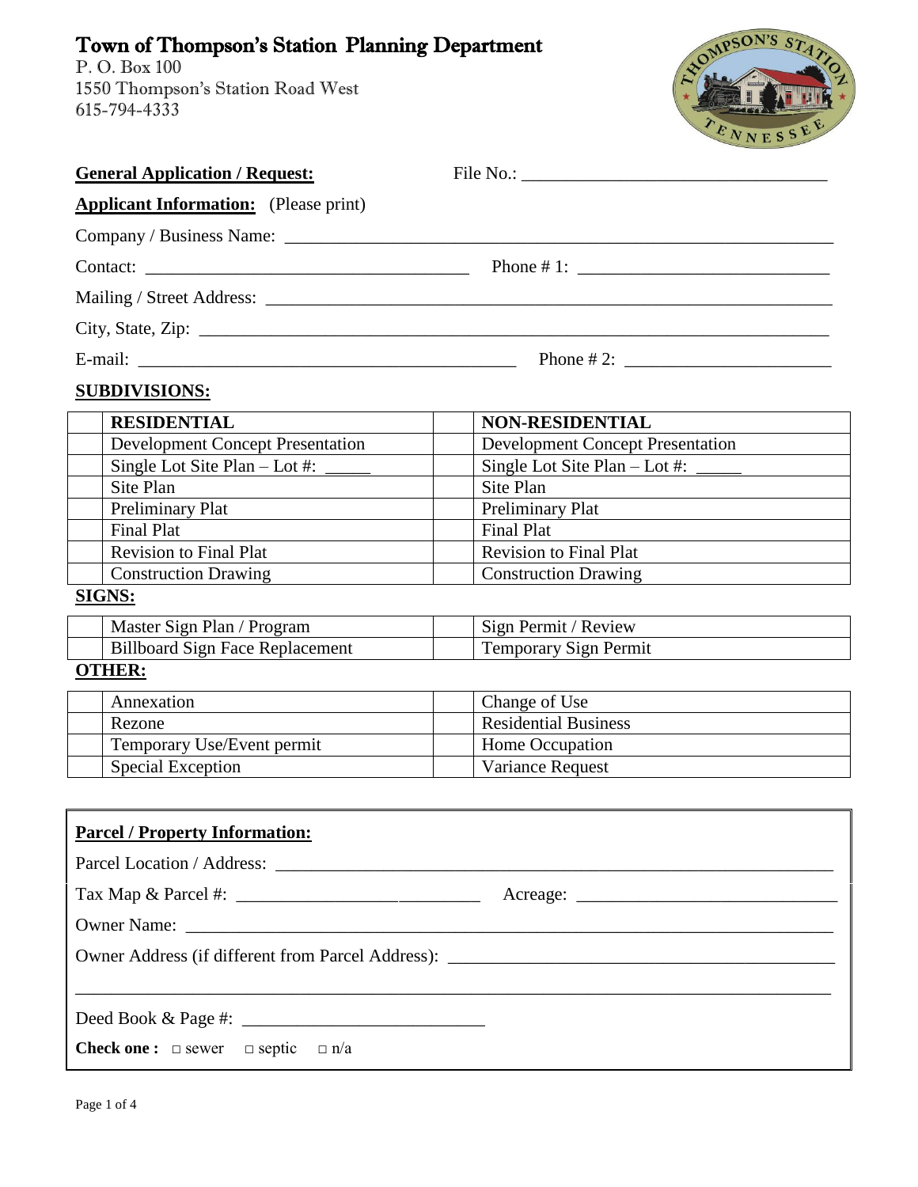# Town of Thompson's Station Planning Department

P. O. Box 100
1550 Thompson's Station Road West
615-794-4333

**General Application / Request:** File No.: ___________________________________

**Applicant Information:** (Please print)

Company / Business Name: ________________________________________________________________

Contact: ____________________________________ Phone # 1: ___________________________

Mailing / Street Address: ________________________________________________________________

City, State, Zip: ______________________________________________________________________

E-mail: ___________________________________________ Phone # 2: ______________________

**SUBDIVISIONS:**

| | **RESIDENTIAL** | | **NON-RESIDENTIAL** |
|---|---|---|---|
| | Development Concept Presentation | | Development Concept Presentation |
| | Single Lot Site Plan – Lot #: _____ | | Single Lot Site Plan – Lot #: _____ |
| | Site Plan | | Site Plan |
| | Preliminary Plat | | Preliminary Plat |
| | Final Plat | | Final Plat |
| | Revision to Final Plat | | Revision to Final Plat |
| | Construction Drawing | | Construction Drawing |

**SIGNS:**

| | | | |
|---|---|---|---|
| | Master Sign Plan / Program | | Sign Permit / Review |
| | Billboard Sign Face Replacement | | Temporary Sign Permit |

**OTHER:**

| | | | |
|---|---|---|---|
| | Annexation | | Change of Use |
| | Rezone | | Residential Business |
| | Temporary Use/Event permit | | Home Occupation |
| | Special Exception | | Variance Request |

**Parcel / Property Information:**

Parcel Location / Address: ______________________________________________________________

Tax Map & Parcel #: __________________________ Acreage: _____________________________

Owner Name: _________________________________________________________________________

Owner Address (if different from Parcel Address): ___________________________________________

_______________________________________________________________________________________

Deed Book & Page #: ___________________________

**Check one :** □ sewer □ septic □ n/a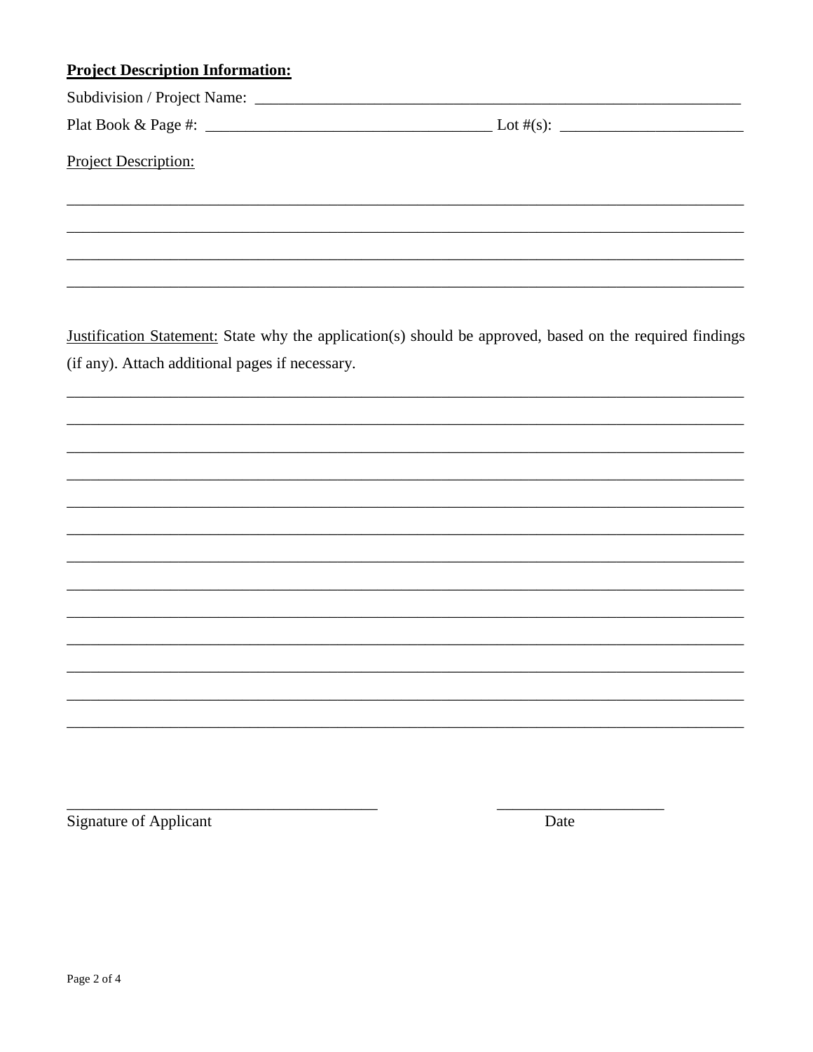**Project Description Information:**

Subdivision / Project Name: ________________________________________________________________

Plat Book & Page #: ____________________________________ Lot #(s): _______________________

Project Description:

_______________________________________________________________________________________

_______________________________________________________________________________________

_______________________________________________________________________________________

_______________________________________________________________________________________

Justification Statement: State why the application(s) should be approved, based on the required findings (if any). Attach additional pages if necessary.

_______________________________________________________________________________________

_______________________________________________________________________________________

_______________________________________________________________________________________

_______________________________________________________________________________________

_______________________________________________________________________________________

_______________________________________________________________________________________

_______________________________________________________________________________________

_______________________________________________________________________________________

_______________________________________________________________________________________

_______________________________________________________________________________________

_______________________________________________________________________________________

_______________________________________________________________________________________

_______________________________________________________________________________________

_______________________________________ ______________________

Signature of Applicant Date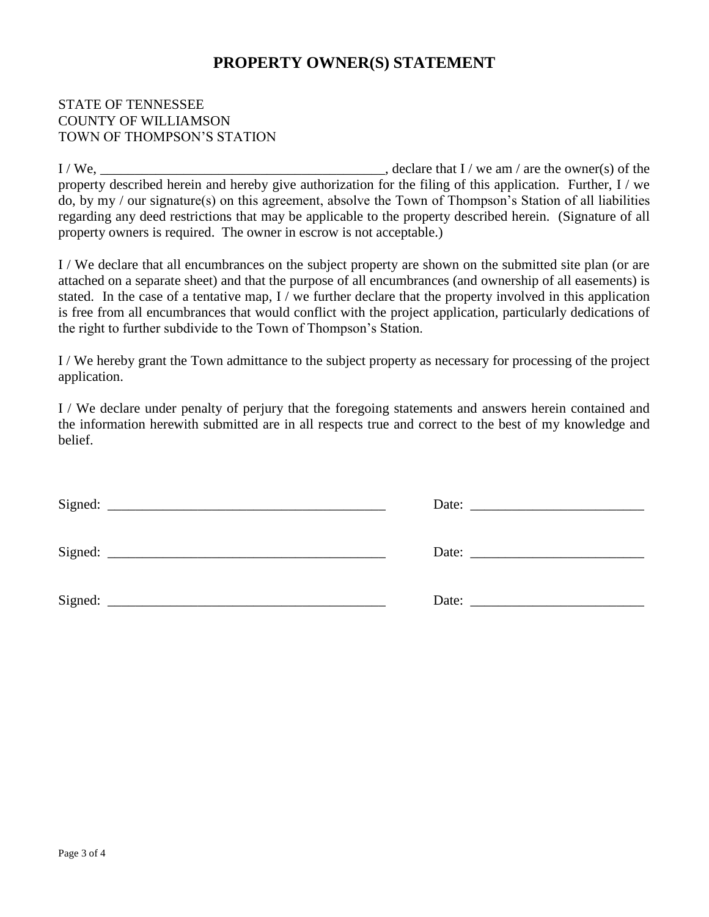# PROPERTY OWNER(S) STATEMENT

STATE OF TENNESSEE
COUNTY OF WILLIAMSON
TOWN OF THOMPSON'S STATION

I / We, ________________________________________, declare that I / we am / are the owner(s) of the property described herein and hereby give authorization for the filing of this application. Further, I / we do, by my / our signature(s) on this agreement, absolve the Town of Thompson's Station of all liabilities regarding any deed restrictions that may be applicable to the property described herein. (Signature of all property owners is required. The owner in escrow is not acceptable.)

I / We declare that all encumbrances on the subject property are shown on the submitted site plan (or are attached on a separate sheet) and that the purpose of all encumbrances (and ownership of all easements) is stated. In the case of a tentative map, I / we further declare that the property involved in this application is free from all encumbrances that would conflict with the project application, particularly dedications of the right to further subdivide to the Town of Thompson's Station.

I / We hereby grant the Town admittance to the subject property as necessary for processing of the project application.

I / We declare under penalty of perjury that the foregoing statements and answers herein contained and the information herewith submitted are in all respects true and correct to the best of my knowledge and belief.

Signed: ________________________________________ Date: _________________________

Signed: ________________________________________ Date: _________________________

Signed: ________________________________________ Date: _________________________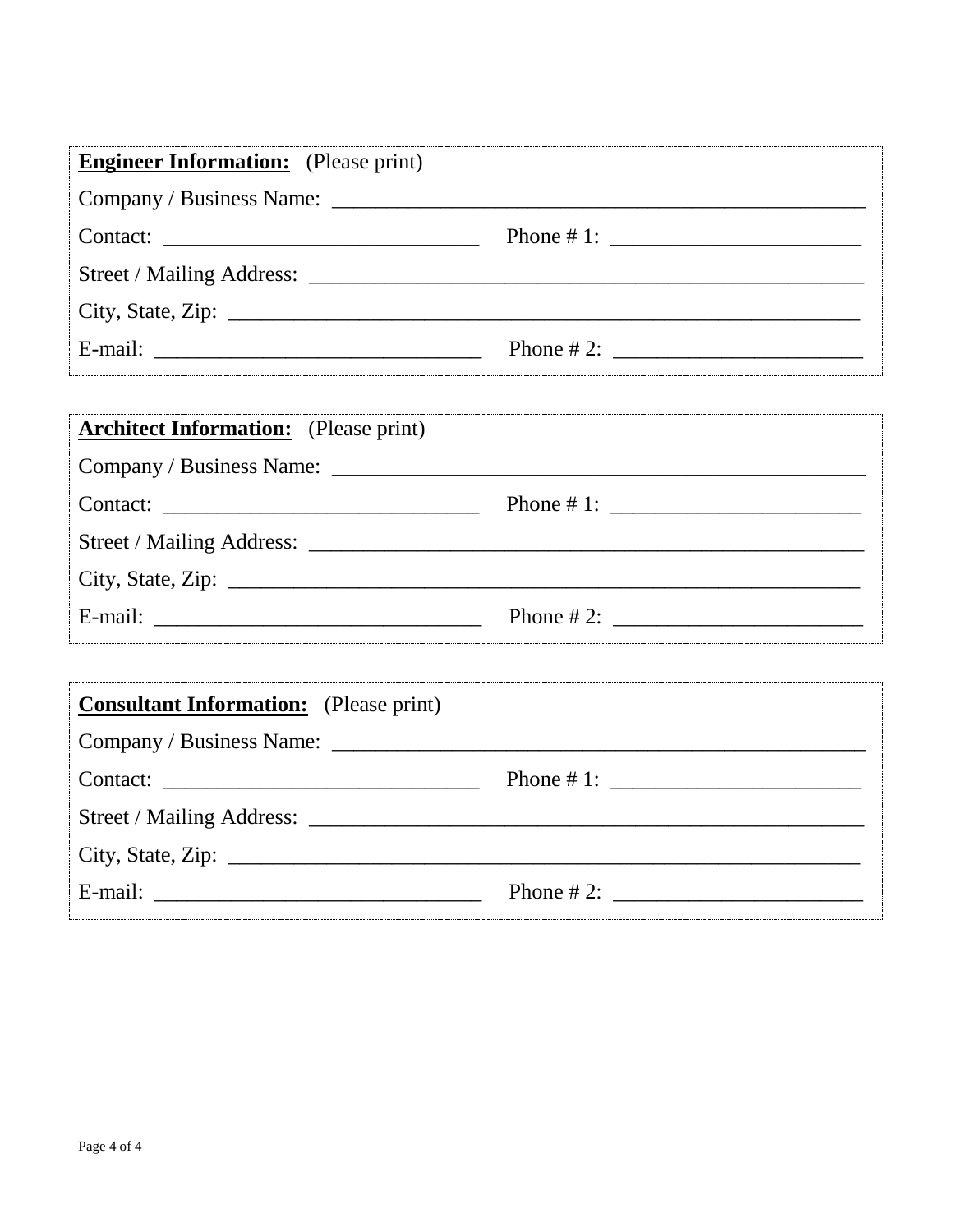**Engineer Information:** (Please print)

Company / Business Name: ______________________________________________

Contact: ______________________________ Phone # 1: ________________________

Street / Mailing Address: _______________________________________________

City, State, Zip: _______________________________________________________

E-mail: ______________________________ Phone # 2: ________________________

**Architect Information:** (Please print)

Company / Business Name: ______________________________________________

Contact: ______________________________ Phone # 1: ________________________

Street / Mailing Address: _______________________________________________

City, State, Zip: _______________________________________________________

E-mail: ______________________________ Phone # 2: ________________________

**Consultant Information:** (Please print)

Company / Business Name: ______________________________________________

Contact: ______________________________ Phone # 1: ________________________

Street / Mailing Address: _______________________________________________

City, State, Zip: _______________________________________________________

E-mail: ______________________________ Phone # 2: ________________________